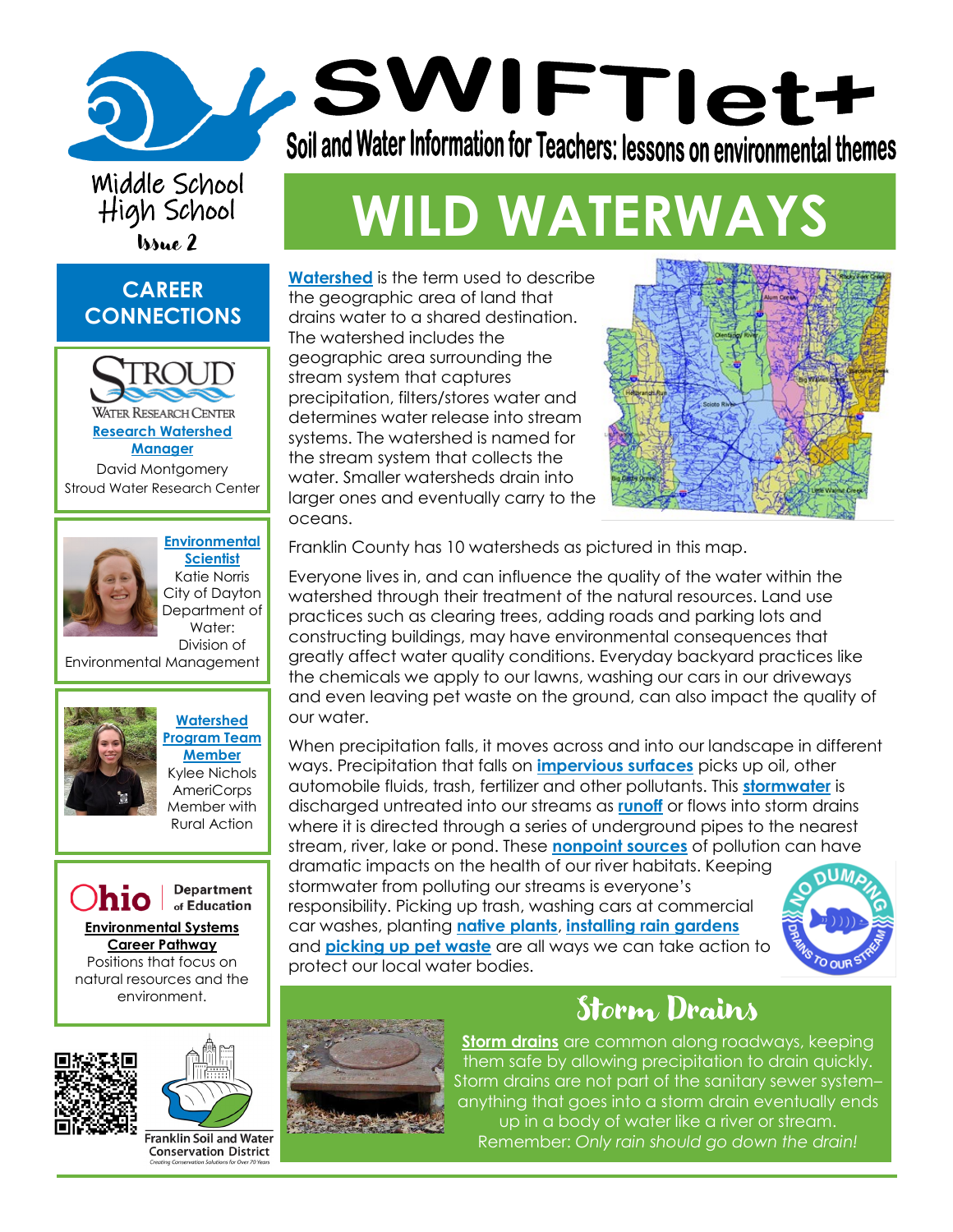# SWIFTlet+

**Soil and Water Information for Teachers: lessons on environmental themes**

Middle School
High School
Issue 2

# WILD WATERWAYS

**Watershed** is the term used to describe the geographic area of land that drains water to a shared destination. The watershed includes the geographic area surrounding the stream system that captures precipitation, filters/stores water and determines water release into stream systems. The watershed is named for the stream system that collects the water. Smaller watersheds drain into larger ones and eventually carry to the oceans.

Franklin County has 10 watersheds as pictured in this map.

Everyone lives in, and can influence the quality of the water within the watershed through their treatment of the natural resources. Land use practices such as clearing trees, adding roads and parking lots and constructing buildings, may have environmental consequences that greatly affect water quality conditions. Everyday backyard practices like the chemicals we apply to our lawns, washing our cars in our driveways and even leaving pet waste on the ground, can also impact the quality of our water.

When precipitation falls, it moves across and into our landscape in different ways. Precipitation that falls on **impervious surfaces** picks up oil, other automobile fluids, trash, fertilizer and other pollutants. This **stormwater** is discharged untreated into our streams as **runoff** or flows into storm drains where it is directed through a series of underground pipes to the nearest stream, river, lake or pond. These **nonpoint sources** of pollution can have dramatic impacts on the health of our river habitats. Keeping stormwater from polluting our streams is everyone's responsibility. Picking up trash, washing cars at commercial car washes, planting **native plants**, **installing rain gardens** and **picking up pet waste** are all ways we can take action to protect our local water bodies.

## Storm Drains

**Storm drains** are common along roadways, keeping them safe by allowing precipitation to drain quickly. Storm drains are not part of the sanitary sewer system–anything that goes into a storm drain eventually ends up in a body of water like a river or stream. Remember: *Only rain should go down the drain!*

## CAREER CONNECTIONS

Stroud Water Research Center
**Research Watershed Manager**
David Montgomery
Stroud Water Research Center

**Environmental Scientist**
Katie Norris
City of Dayton Department of Water: Division of Environmental Management

**Watershed Program Team Member**
Kylee Nichols
AmeriCorps Member with Rural Action

Ohio Department of Education
**Environmental Systems Career Pathway**
Positions that focus on natural resources and the environment.

Franklin Soil and Water Conservation District
Creating Conservation Solutions for Over 70 Years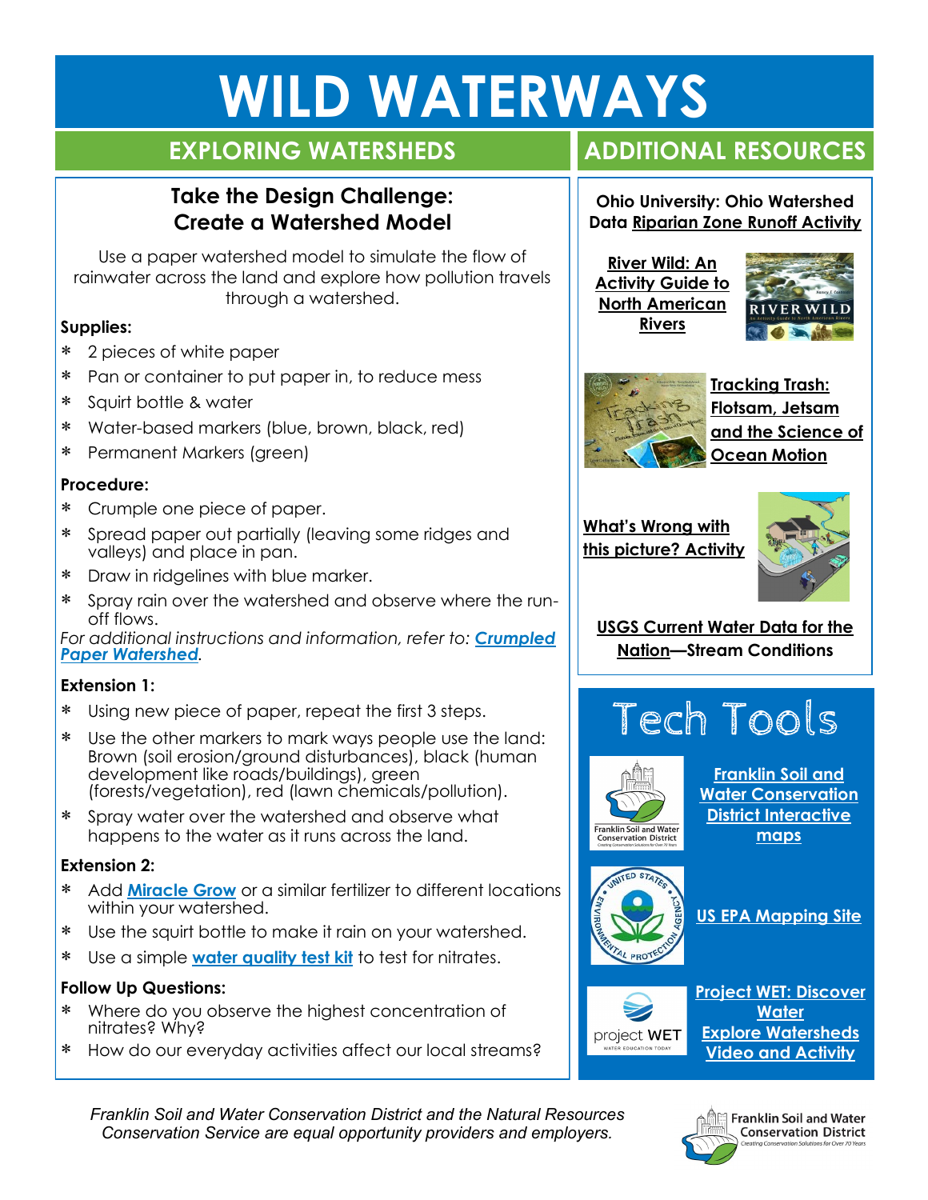# WILD WATERWAYS

## EXPLORING WATERSHEDS

### Take the Design Challenge: Create a Watershed Model

Use a paper watershed model to simulate the flow of rainwater across the land and explore how pollution travels through a watershed.

**Supplies:**

- 2 pieces of white paper
- Pan or container to put paper in, to reduce mess
- Squirt bottle & water
- Water-based markers (blue, brown, black, red)
- Permanent Markers (green)

**Procedure:**

- Crumple one piece of paper.
- Spread paper out partially (leaving some ridges and valleys) and place in pan.
- Draw in ridgelines with blue marker.
- Spray rain over the watershed and observe where the run-off flows.

*For additional instructions and information, refer to: **Crumpled Paper Watershed**.*

**Extension 1:**

- Using new piece of paper, repeat the first 3 steps.
- Use the other markers to mark ways people use the land: Brown (soil erosion/ground disturbances), black (human development like roads/buildings), green (forests/vegetation), red (lawn chemicals/pollution).
- Spray water over the watershed and observe what happens to the water as it runs across the land.

**Extension 2:**

- Add **Miracle Grow** or a similar fertilizer to different locations within your watershed.
- Use the squirt bottle to make it rain on your watershed.
- Use a simple **water quality test kit** to test for nitrates.

**Follow Up Questions:**

- Where do you observe the highest concentration of nitrates? Why?
- How do our everyday activities affect our local streams?

## ADDITIONAL RESOURCES

**Ohio University: Ohio Watershed Data Riparian Zone Runoff Activity**

**River Wild: An Activity Guide to North American Rivers**

**Tracking Trash: Flotsam, Jetsam and the Science of Ocean Motion**

**What's Wrong with this picture? Activity**

**USGS Current Water Data for the Nation—Stream Conditions**

## Tech Tools

**Franklin Soil and Water Conservation District Interactive maps**

**US EPA Mapping Site**

**Project WET: Discover Water Explore Watersheds Video and Activity**

*Franklin Soil and Water Conservation District and the Natural Resources Conservation Service are equal opportunity providers and employers.*